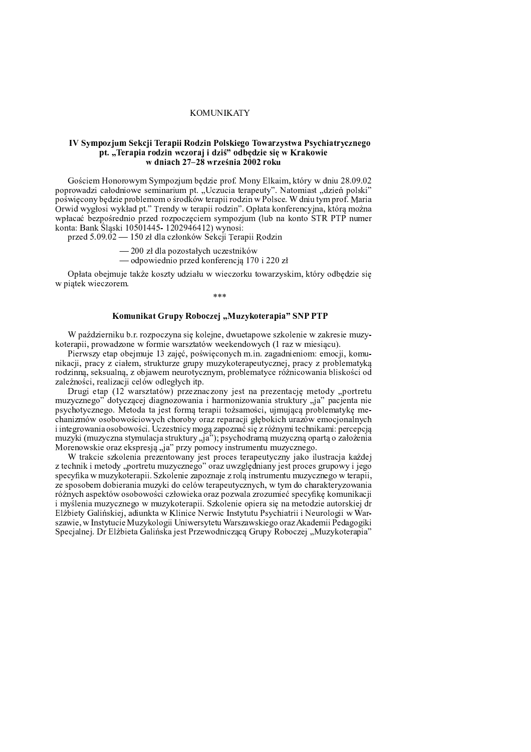# KOMUNIKATY

## IV Sympozjum Sekcji Terapii Rodzin Polskiego Towarzystwa Psychiatrycznego pt. „Terapia rodzin wczoraj i dziś" odbędzie się w Krakowie w dniach 27–28 września 2002 roku

Gościem Honorowym Sympozjum będzie prof. Mony Elkaim, który w dniu 28.09.02 poprowadzi całodniowe seminarium pt. „Uczucia terapeuty". Natomiast „dzień polski" poświęcony będzie problemom o środków terapii rodzin w Polsce. W dniu tym prof. Maria Orwid wygłosi wykład pt." Trendy w terapii rodzin". Opłata konferencyjna, którą można wpłacać bezpośrednio przed rozpoczęciem sympozjum (lub na konto STR PTP numer konta: Bank Śląski 10501445- 1202946412) wynosi:

przed 5.09.02 — 150 zł dla członków Sekcji Terapii Rodzin

— 200 zł dla pozostałych uczestników

— odpowiednio przed konferencją 170 i 220 zł

Opłata obejmuje także koszty udziału w wieczorku towarzyskim, który odbędzie się w piątek wieczorem.

\*\*\*

## Komunikat Grupy Roboczej „Muzykoterapia" SNP PTP

W październiku b.r. rozpoczyna się kolejne, dwuetapowe szkolenie w zakresie muzykoterapii, prowadzone w formie warsztatów weekendowych (1 raz w miesiącu).

Pierwszy etap obejmuje 13 zajęć, poświęconych m.in. zagadnieniom: emocji, komunikacji, pracy z ciałem, strukturze grupy muzykoterapeutycznej, pracy z problematyką rodzinną, seksualną, z objawem neurotycznym, problematyce różnicowania bliskości od zależności, realizacji celów odległych itp.

Drugi etap (12 warsztatów) przeznaczony jest na prezentację metody „portretu muzycznego" dotyczącej diagnozowania i harmonizowania struktury „ja" pacjenta nie psychotycznego. Metoda ta jest formą terapii tożsamości, ujmującą problematykę mechanizmów osobowościowych choroby oraz reparacji głębokich urazów emocjonalnych i integrowania osobowości. Uczestnicy mogą zapoznać się z różnymi technikami: percepcją muzyki (muzyczna stymulacja struktury „ja"); psychodramą muzyczną opartą o założenia Morenowskie oraz ekspresją „ja" przy pomocy instrumentu muzycznego.

W trakcie szkolenia prezentowany jest proces terapeutyczny jako ilustracja każdej z technik i metody „portretu muzycznego" oraz uwzględniany jest proces grupowy i jego specyfika w muzykoterapii. Szkolenie zapoznaje z rolą instrumentu muzycznego w terapii, ze sposobem dobierania muzyki do celów terapeutycznych, w tym do charakteryzowania różnych aspektów osobowości człowieka oraz pozwala zrozumieć specyfikę komunikacji i myślenia muzycznego w muzykoterapii. Szkolenie opiera się na metodzie autorskiej dr Elżbiety Galińskiej, adiunkta w Klinice Nerwic Instytutu Psychiatrii i Neurologii w Warszawie, w Instytucie Muzykologii Uniwersytetu Warszawskiego oraz Akademii Pedagogiki Specjalnej. Dr Elżbieta Galińska jest Przewodniczącą Grupy Roboczej „Muzykoterapia"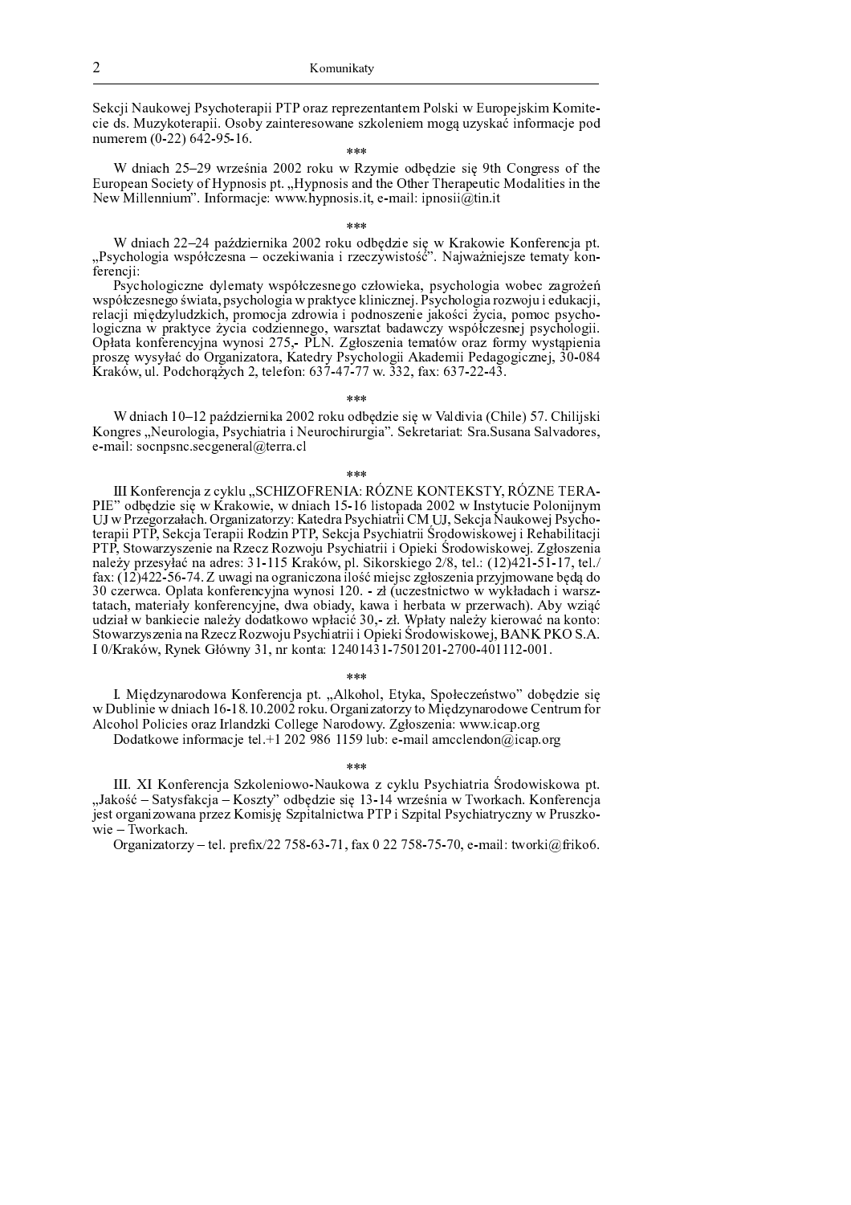Sekcji Naukowej Psychoterapii PTP oraz reprezentantem Polski w Europejskim Komitecie ds. Muzykoterapii. Osoby zainteresowane szkoleniem mogą uzyskać informacje pod numerem (0-22) 642-95-16.

\*\*\*

W dniach 25–29 września 2002 roku w Rzymie odbędzie się 9th Congress of the European Society of Hypnosis pt. „Hypnosis and the Other Therapeutic Modalities in the New Millennium". Informacje: www.hypnosis.it, e-mail: ipnosii@tin.it

\*\*\*

W dniach 22–24 października 2002 roku odbędzie się w Krakowie Konferencja pt. „Psychologia współczesna – oczekiwania i rzeczywistość". Najważniejsze tematy konferencji:

Psychologiczne dylematy współczesnego człowieka, psychologia wobec zagrożeń współczesnego świata, psychologia w praktyce klinicznej. Psychologia rozwoju i edukacji, relacji międzyludzkich, promocja zdrowia i podnoszenie jakości życia, pomoc psychologiczna w praktyce życia codziennego, warsztat badawczy współczesnej psychologii. Opłata konferencyjna wynosi 275,- PLN. Zgłoszenia tematów oraz formy wystąpienia proszę wysyłać do Organizatora, Katedry Psychologii Akademii Pedagogicznej, 30-084 Kraków, ul. Podchorążych 2, telefon: 637-47-77 w. 332, fax: 637-22-43.

\*\*\*

W dniach 10–12 października 2002 roku odbędzie się w Valdivia (Chile) 57. Chilijski Kongres „Neurologia, Psychiatria i Neurochirurgia". Sekretariat: Sra.Susana Salvadores, e-mail: socnpsnc.secgeneral@terra.cl

\*\*\*

III Konferencja z cyklu „SCHIZOFRENIA: RÓZNE KONTEKSTY, RÓZNE TERAPIE" odbędzie się w Krakowie, w dniach 15-16 listopada 2002 w Instytucie Polonijnym UJ w Przegorzałach. Organizatorzy: Katedra Psychiatrii CM UJ, Sekcja Naukowej Psychoterapii PTP, Sekcja Terapii Rodzin PTP, Sekcja Psychiatrii Środowiskowej i Rehabilitacji PTP, Stowarzyszenie na Rzecz Rozwoju Psychiatrii i Opieki Środowiskowej. Zgłoszenia należy przesyłać na adres: 31-115 Kraków, pl. Sikorskiego 2/8, tel.: (12)421-51-17, tel./fax: (12)422-56-74. Z uwagi na ograniczona ilość miejsc zgłoszenia przyjmowane będą do 30 czerwca. Opłata konferencyjna wynosi 120. - zł (uczestnictwo w wykładach i warsztatach, materiały konferencyjne, dwa obiady, kawa i herbata w przerwach). Aby wziąć udział w bankiecie należy dodatkowo wpłacić 30,- zł. Wpłaty należy kierować na konto: Stowarzyszenia na Rzecz Rozwoju Psychiatrii i Opieki Środowiskowej, BANK PKO S.A. I 0/Kraków, Rynek Główny 31, nr konta: 12401431-7501201-2700-401112-001.

\*\*\*

I. Międzynarodowa Konferencja pt. „Alkohol, Etyka, Społeczeństwo" dobędzie się w Dublinie w dniach 16-18.10.2002 roku. Organizatorzy to Międzynarodowe Centrum for Alcohol Policies oraz Irlandzki College Narodowy. Zgłoszenia: www.icap.org

Dodatkowe informacje tel.+1 202 986 1159 lub: e-mail amcclendon@icap.org

\*\*\*

III. XI Konferencja Szkoleniowo-Naukowa z cyklu Psychiatria Środowiskowa pt. „Jakość – Satysfakcja – Koszty" odbędzie się 13-14 września w Tworkach. Konferencja jest organizowana przez Komisję Szpitalnictwa PTP i Szpital Psychiatryczny w Pruszkowie – Tworkach.

Organizatorzy – tel. prefix/22 758-63-71, fax 0 22 758-75-70, e-mail: tworki@friko6.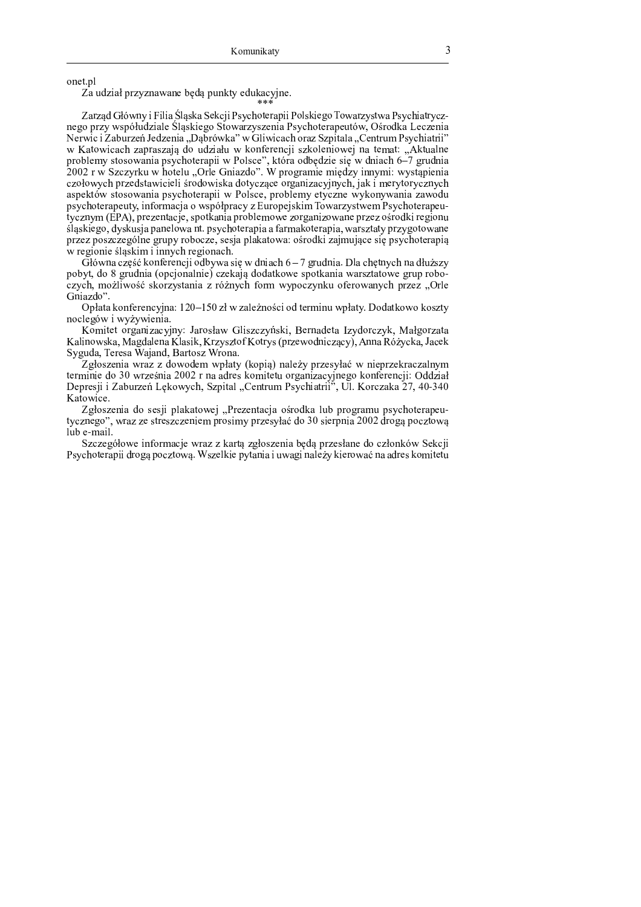onet.pl

Za udział przyznawane będą punkty edukacyjne.

\*\*\*

Zarząd Główny i Filia Śląska Sekcji Psychoterapii Polskiego Towarzystwa Psychiatrycznego przy współudziale Śląskiego Stowarzyszenia Psychoterapeutów, Ośrodka Leczenia Nerwic i Zaburzeń Jedzenia „Dąbrówka" w Gliwicach oraz Szpitala „Centrum Psychiatrii" w Katowicach zapraszają do udziału w konferencji szkoleniowej na temat: „Aktualne problemy stosowania psychoterapii w Polsce", która odbędzie się w dniach 6–7 grudnia 2002 r w Szczyrku w hotelu „Orle Gniazdo". W programie między innymi: wystąpienia czołowych przedstawicieli środowiska dotyczące organizacyjnych, jak i merytorycznych aspektów stosowania psychoterapii w Polsce, problemy etyczne wykonywania zawodu psychoterapeuty, informacja o współpracy z Europejskim Towarzystwem Psychoterapeutycznym (EPA), prezentacje, spotkania problemowe zorganizowane przez ośrodki regionu śląskiego, dyskusja panelowa nt. psychoterapia a farmakoterapia, warsztaty przygotowane przez poszczególne grupy robocze, sesja plakatowa: ośrodki zajmujące się psychoterapią w regionie śląskim i innych regionach.

Główna część konferencji odbywa się w dniach 6 – 7 grudnia. Dla chętnych na dłuższy pobyt, do 8 grudnia (opcjonalnie) czekają dodatkowe spotkania warsztatowe grup roboczych, możliwość skorzystania z różnych form wypoczynku oferowanych przez „Orle Gniazdo".

Opłata konferencyjna: 120–150 zł w zależności od terminu wpłaty. Dodatkowo koszty noclegów i wyżywienia.

Komitet organizacyjny: Jarosław Gliszczyński, Bernadeta Izydorczyk, Małgorzata Kalinowska, Magdalena Klasik, Krzysztof Kotrys (przewodniczący), Anna Różycka, Jacek Syguda, Teresa Wajand, Bartosz Wrona.

Zgłoszenia wraz z dowodem wpłaty (kopią) należy przesyłać w nieprzekraczalnym terminie do 30 września 2002 r na adres komitetu organizacyjnego konferencji: Oddział Depresji i Zaburzeń Lękowych, Szpital „Centrum Psychiatrii", Ul. Korczaka 27, 40-340 Katowice.

Zgłoszenia do sesji plakatowej „Prezentacja ośrodka lub programu psychoterapeutycznego", wraz ze streszczeniem prosimy przesyłać do 30 sierpnia 2002 drogą pocztową lub e-mail.

Szczegółowe informacje wraz z kartą zgłoszenia będą przesłane do członków Sekcji Psychoterapii drogą pocztową. Wszelkie pytania i uwagi należy kierować na adres komitetu